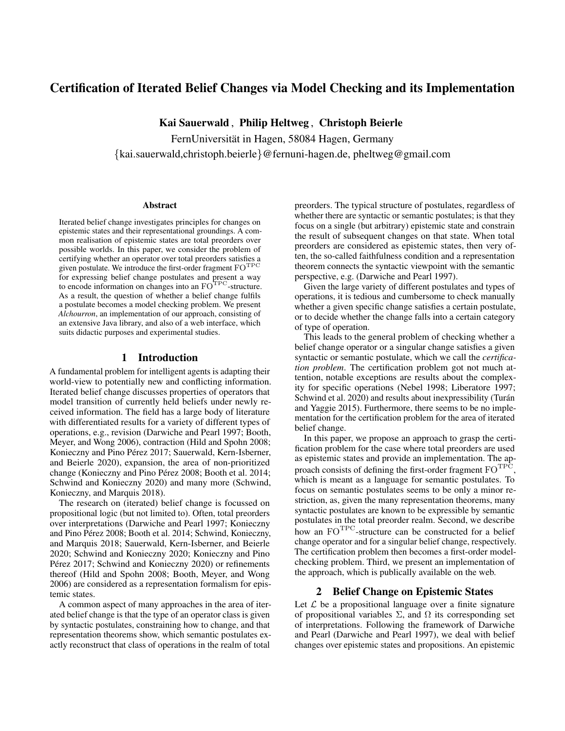# Certification of Iterated Belief Changes via Model Checking and its Implementation

**Kai Sauerwald , Philip Heltweg , Christoph Beierle**

FernUniversität in Hagen, 58084 Hagen, Germany

{kai.sauerwald,christoph.beierle}@fernuni-hagen.de, pheltweg@gmail.com

## Abstract

Iterated belief change investigates principles for changes on epistemic states and their representational groundings. A common realisation of epistemic states are total preorders over possible worlds. In this paper, we consider the problem of certifying whether an operator over total preorders satisfies a given postulate. We introduce the first-order fragment $\mathrm{FO}^{\mathrm{TPC}}$ for expressing belief change postulates and present a way to encode information on changes into an $\mathrm{FO}^{\mathrm{TPC}}$-structure. As a result, the question of whether a belief change fulfils a postulate becomes a model checking problem. We present *Alchourron*, an implementation of our approach, consisting of an extensive Java library, and also of a web interface, which suits didactic purposes and experimental studies.

## 1 Introduction

A fundamental problem for intelligent agents is adapting their world-view to potentially new and conflicting information. Iterated belief change discusses properties of operators that model transition of currently held beliefs under newly received information. The field has a large body of literature with differentiated results for a variety of different types of operations, e.g., revision (Darwiche and Pearl 1997; Booth, Meyer, and Wong 2006), contraction (Hild and Spohn 2008; Konieczny and Pino Pérez 2017; Sauerwald, Kern-Isberner, and Beierle 2020), expansion, the area of non-prioritized change (Konieczny and Pino Pérez 2008; Booth et al. 2014; Schwind and Konieczny 2020) and many more (Schwind, Konieczny, and Marquis 2018).

The research on (iterated) belief change is focussed on propositional logic (but not limited to). Often, total preorders over interpretations (Darwiche and Pearl 1997; Konieczny and Pino Pérez 2008; Booth et al. 2014; Schwind, Konieczny, and Marquis 2018; Sauerwald, Kern-Isberner, and Beierle 2020; Schwind and Konieczny 2020; Konieczny and Pino Pérez 2017; Schwind and Konieczny 2020) or refinements thereof (Hild and Spohn 2008; Booth, Meyer, and Wong 2006) are considered as a representation formalism for epistemic states.

A common aspect of many approaches in the area of iterated belief change is that the type of an operator class is given by syntactic postulates, constraining how to change, and that representation theorems show, which semantic postulates exactly reconstruct that class of operations in the realm of total preorders. The typical structure of postulates, regardless of whether there are syntactic or semantic postulates; is that they focus on a single (but arbitrary) epistemic state and constrain the result of subsequent changes on that state. When total preorders are considered as epistemic states, then very often, the so-called faithfulness condition and a representation theorem connects the syntactic viewpoint with the semantic perspective, e.g. (Darwiche and Pearl 1997).

Given the large variety of different postulates and types of operations, it is tedious and cumbersome to check manually whether a given specific change satisfies a certain postulate, or to decide whether the change falls into a certain category of type of operation.

This leads to the general problem of checking whether a belief change operator or a singular change satisfies a given syntactic or semantic postulate, which we call the *certification problem*. The certification problem got not much attention, notable exceptions are results about the complexity for specific operations (Nebel 1998; Liberatore 1997; Schwind et al. 2020) and results about inexpressibility (Turán and Yaggie 2015). Furthermore, there seems to be no implementation for the certification problem for the area of iterated belief change.

In this paper, we propose an approach to grasp the certification problem for the case where total preorders are used as epistemic states and provide an implementation. The approach consists of defining the first-order fragment $\mathrm{FO}^{\mathrm{TPC}}$, which is meant as a language for semantic postulates. To focus on semantic postulates seems to be only a minor restriction, as, given the many representation theorems, many syntactic postulates are known to be expressible by semantic postulates in the total preorder realm. Second, we describe how an $\mathrm{FO}^{\mathrm{TPC}}$-structure can be constructed for a belief change operator and for a singular belief change, respectively. The certification problem then becomes a first-order model-checking problem. Third, we present an implementation of the approach, which is publically available on the web.

## 2 Belief Change on Epistemic States

Let $\mathcal{L}$ be a propositional language over a finite signature of propositional variables $\Sigma$, and $\Omega$ its corresponding set of interpretations. Following the framework of Darwiche and Pearl (Darwiche and Pearl 1997), we deal with belief changes over epistemic states and propositions. An epistemic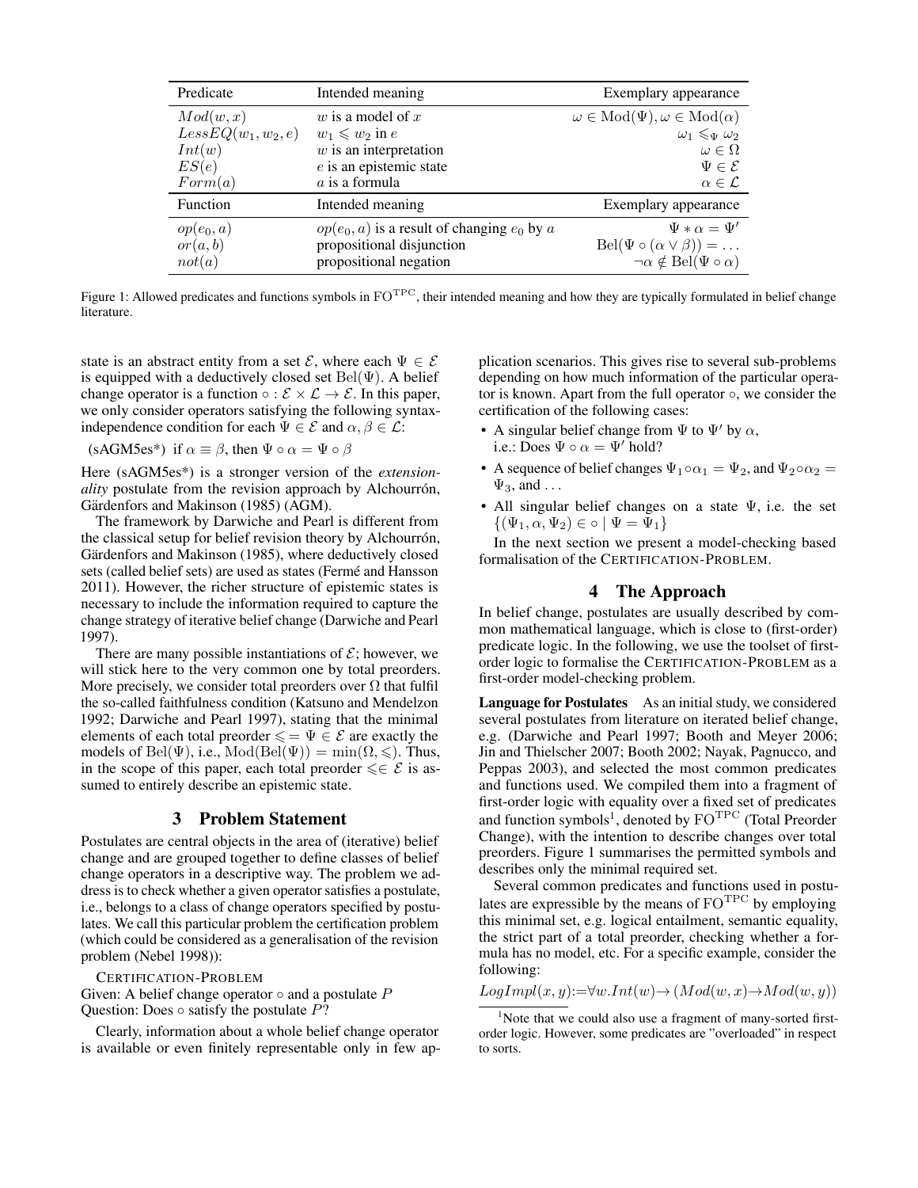| Predicate | Intended meaning | Exemplary appearance |
|---|---|---|
| $Mod(w, x)$ | $w$ is a model of $x$ | $\omega \in \mathrm{Mod}(\Psi), \omega \in \mathrm{Mod}(\alpha)$ |
| $LessEQ(w_1, w_2, e)$ | $w_1 \leqslant w_2$ in $e$ | $\omega_1 \leqslant_\Psi \omega_2$ |
| $Int(w)$ | $w$ is an interpretation | $\omega \in \Omega$ |
| $ES(e)$ | $e$ is an epistemic state | $\Psi \in \mathcal{E}$ |
| $Form(a)$ | $a$ is a formula | $\alpha \in \mathcal{L}$ |
| **Function** | **Intended meaning** | **Exemplary appearance** |
| $op(e_0, a)$ | $op(e_0, a)$ is a result of changing $e_0$ by $a$ | $\Psi * \alpha = \Psi'$ |
| $or(a, b)$ | propositional disjunction | $\mathrm{Bel}(\Psi \circ (\alpha \vee \beta)) = \ldots$ |
| $not(a)$ | propositional negation | $\neg\alpha \notin \mathrm{Bel}(\Psi \circ \alpha)$ |

Figure 1: Allowed predicates and functions symbols in $\mathrm{FO}^{\mathrm{TPC}}$, their intended meaning and how they are typically formulated in belief change literature.

state is an abstract entity from a set $\mathcal{E}$, where each $\Psi \in \mathcal{E}$ is equipped with a deductively closed set $\mathrm{Bel}(\Psi)$. A belief change operator is a function $\circ : \mathcal{E} \times \mathcal{L} \to \mathcal{E}$. In this paper, we only consider operators satisfying the following syntax-independence condition for each $\Psi \in \mathcal{E}$ and $\alpha, \beta \in \mathcal{L}$:

(sAGM5es*) if $\alpha \equiv \beta$, then $\Psi \circ \alpha = \Psi \circ \beta$

Here (sAGM5es*) is a stronger version of the *extensionality* postulate from the revision approach by Alchourrón, Gärdenfors and Makinson (1985) (AGM).

The framework by Darwiche and Pearl is different from the classical setup for belief revision theory by Alchourrón, Gärdenfors and Makinson (1985), where deductively closed sets (called belief sets) are used as states (Fermé and Hansson 2011). However, the richer structure of epistemic states is necessary to include the information required to capture the change strategy of iterative belief change (Darwiche and Pearl 1997).

There are many possible instantiations of $\mathcal{E}$; however, we will stick here to the very common one by total preorders. More precisely, we consider total preorders over $\Omega$ that fulfil the so-called faithfulness condition (Katsuno and Mendelzon 1992; Darwiche and Pearl 1997), stating that the minimal elements of each total preorder $\leqslant = \Psi \in \mathcal{E}$ are exactly the models of $\mathrm{Bel}(\Psi)$, i.e., $\mathrm{Mod}(\mathrm{Bel}(\Psi)) = \min(\Omega, \leqslant)$. Thus, in the scope of this paper, each total preorder $\leqslant \in \mathcal{E}$ is assumed to entirely describe an epistemic state.

## 3 Problem Statement

Postulates are central objects in the area of (iterative) belief change and are grouped together to define classes of belief change operators in a descriptive way. The problem we address is to check whether a given operator satisfies a postulate, i.e., belongs to a class of change operators specified by postulates. We call this particular problem the certification problem (which could be considered as a generalisation of the revision problem (Nebel 1998)):

CERTIFICATION-PROBLEM
Given: A belief change operator $\circ$ and a postulate $P$
Question: Does $\circ$ satisfy the postulate $P$?

Clearly, information about a whole belief change operator is available or even finitely representable only in few application scenarios. This gives rise to several sub-problems depending on how much information of the particular operator is known. Apart from the full operator $\circ$, we consider the certification of the following cases:

- A singular belief change from $\Psi$ to $\Psi'$ by $\alpha$, i.e.: Does $\Psi \circ \alpha = \Psi'$ hold?
- A sequence of belief changes $\Psi_1 \circ \alpha_1 = \Psi_2$, and $\Psi_2 \circ \alpha_2 = \Psi_3$, and ...
- All singular belief changes on a state $\Psi$, i.e. the set $\{(\Psi_1, \alpha, \Psi_2) \in \circ \mid \Psi = \Psi_1\}$

In the next section we present a model-checking based formalisation of the CERTIFICATION-PROBLEM.

## 4 The Approach

In belief change, postulates are usually described by common mathematical language, which is close to (first-order) predicate logic. In the following, we use the toolset of first-order logic to formalise the CERTIFICATION-PROBLEM as a first-order model-checking problem.

**Language for Postulates** As an initial study, we considered several postulates from literature on iterated belief change, e.g. (Darwiche and Pearl 1997; Booth and Meyer 2006; Jin and Thielscher 2007; Booth 2002; Nayak, Pagnucco, and Peppas 2003), and selected the most common predicates and functions used. We compiled them into a fragment of first-order logic with equality over a fixed set of predicates and function symbols[1], denoted by $\mathrm{FO}^{\mathrm{TPC}}$ (Total Preorder Change), with the intention to describe changes over total preorders. Figure 1 summarises the permitted symbols and describes only the minimal required set.

Several common predicates and functions used in postulates are expressible by the means of $\mathrm{FO}^{\mathrm{TPC}}$ by employing this minimal set, e.g. logical entailment, semantic equality, the strict part of a total preorder, checking whether a formula has no model, etc. For a specific example, consider the following:

$$LogImpl(x, y) := \forall w. Int(w) \to (Mod(w, x) \to Mod(w, y))$$

[1] Note that we could also use a fragment of many-sorted first-order logic. However, some predicates are "overloaded" in respect to sorts.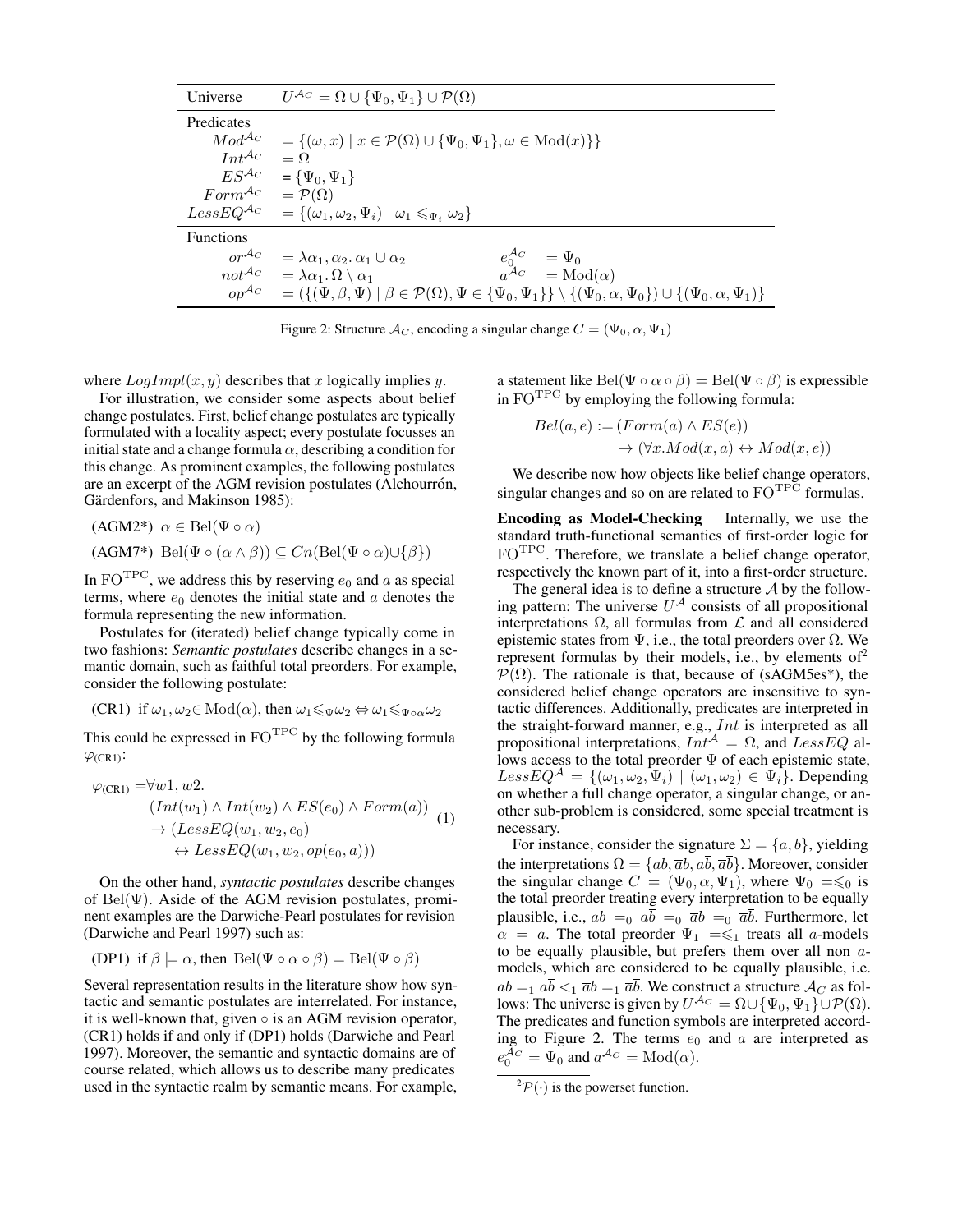| Universe | $U^{\mathcal{A}_C} = \Omega \cup \{\Psi_0, \Psi_1\} \cup \mathcal{P}(\Omega)$ |
|---|---|
| Predicates | |
| $Mod^{\mathcal{A}_C}$ | $= \{(\omega, x) \mid x \in \mathcal{P}(\Omega) \cup \{\Psi_0, \Psi_1\}, \omega \in \mathrm{Mod}(x)\}\}$ |
| $Int^{\mathcal{A}_C}$ | $= \Omega$ |
| $ES^{\mathcal{A}_C}$ | $= \{\Psi_0, \Psi_1\}$ |
| $Form^{\mathcal{A}_C}$ | $= \mathcal{P}(\Omega)$ |
| $LessEQ^{\mathcal{A}_C}$ | $= \{(\omega_1, \omega_2, \Psi_i) \mid \omega_1 \leqslant_{\Psi_i} \omega_2\}$ |
| Functions | |
| $or^{\mathcal{A}_C}$ | $= \lambda\alpha_1, \alpha_2.\, \alpha_1 \cup \alpha_2$ $\quad e_0^{\mathcal{A}_C} = \Psi_0$ |
| $not^{\mathcal{A}_C}$ | $= \lambda\alpha_1.\, \Omega \setminus \alpha_1$ $\quad a^{\mathcal{A}_C} = \mathrm{Mod}(\alpha)$ |
| $op^{\mathcal{A}_C}$ | $= (\{(\Psi, \beta, \Psi) \mid \beta \in \mathcal{P}(\Omega), \Psi \in \{\Psi_0, \Psi_1\}\} \setminus \{(\Psi_0, \alpha, \Psi_0)\}) \cup \{(\Psi_0, \alpha, \Psi_1)\}$ |

Figure 2: Structure $\mathcal{A}_C$, encoding a singular change $C = (\Psi_0, \alpha, \Psi_1)$

where $LogImpl(x, y)$ describes that $x$ logically implies $y$.

For illustration, we consider some aspects about belief change postulates. First, belief change postulates are typically formulated with a locality aspect; every postulate focusses an initial state and a change formula $\alpha$, describing a condition for this change. As prominent examples, the following postulates are an excerpt of the AGM revision postulates (Alchourrón, Gärdenfors, and Makinson 1985):

(AGM2*) $\alpha \in \mathrm{Bel}(\Psi \circ \alpha)$

(AGM7*) $\mathrm{Bel}(\Psi \circ (\alpha \wedge \beta)) \subseteq Cn(\mathrm{Bel}(\Psi \circ \alpha) \cup \{\beta\})$

In $\mathrm{FO}^{\mathrm{TPC}}$, we address this by reserving $e_0$ and $a$ as special terms, where $e_0$ denotes the initial state and $a$ denotes the formula representing the new information.

Postulates for (iterated) belief change typically come in two fashions: *Semantic postulates* describe changes in a semantic domain, such as faithful total preorders. For example, consider the following postulate:

(CR1) if $\omega_1, \omega_2 \in \mathrm{Mod}(\alpha)$, then $\omega_1 \leqslant_\Psi \omega_2 \Leftrightarrow \omega_1 \leqslant_{\Psi \circ \alpha} \omega_2$

This could be expressed in $\mathrm{FO}^{\mathrm{TPC}}$ by the following formula $\varphi_{\text{(CR1)}}$:

$$\begin{aligned}\varphi_{\text{(CR1)}} = &\forall w1, w2. \\ &(Int(w_1) \wedge Int(w_2) \wedge ES(e_0) \wedge Form(a)) \\ &\rightarrow (LessEQ(w_1, w_2, e_0) \\ &\quad \leftrightarrow LessEQ(w_1, w_2, op(e_0, a)))\end{aligned} \tag{1}$$

On the other hand, *syntactic postulates* describe changes of $\mathrm{Bel}(\Psi)$. Aside of the AGM revision postulates, prominent examples are the Darwiche-Pearl postulates for revision (Darwiche and Pearl 1997) such as:

(DP1) if $\beta \models \alpha$, then $\mathrm{Bel}(\Psi \circ \alpha \circ \beta) = \mathrm{Bel}(\Psi \circ \beta)$

Several representation results in the literature show how syntactic and semantic postulates are interrelated. For instance, it is well-known that, given $\circ$ is an AGM revision operator, (CR1) holds if and only if (DP1) holds (Darwiche and Pearl 1997). Moreover, the semantic and syntactic domains are of course related, which allows us to describe many predicates used in the syntactic realm by semantic means. For example, a statement like $\mathrm{Bel}(\Psi \circ \alpha \circ \beta) = \mathrm{Bel}(\Psi \circ \beta)$ is expressible in $\mathrm{FO}^{\mathrm{TPC}}$ by employing the following formula:

$$\begin{aligned}Bel(a, e) := &(Form(a) \wedge ES(e)) \\ &\rightarrow (\forall x. Mod(x, a) \leftrightarrow Mod(x, e))\end{aligned}$$

We describe now how objects like belief change operators, singular changes and so on are related to $\mathrm{FO}^{\mathrm{TPC}}$ formulas.

**Encoding as Model-Checking** Internally, we use the standard truth-functional semantics of first-order logic for $\mathrm{FO}^{\mathrm{TPC}}$. Therefore, we translate a belief change operator, respectively the known part of it, into a first-order structure.

The general idea is to define a structure $\mathcal{A}$ by the following pattern: The universe $U^{\mathcal{A}}$ consists of all propositional interpretations $\Omega$, all formulas from $\mathcal{L}$ and all considered epistemic states from $\Psi$, i.e., the total preorders over $\Omega$. We represent formulas by their models, i.e., by elements of[2] $\mathcal{P}(\Omega)$. The rationale is that, because of (sAGM5es*), the considered belief change operators are insensitive to syntactic differences. Additionally, predicates are interpreted in the straight-forward manner, e.g., $Int$ is interpreted as all propositional interpretations, $Int^{\mathcal{A}} = \Omega$, and $LessEQ$ allows access to the total preorder $\Psi$ of each epistemic state, $LessEQ^{\mathcal{A}} = \{(\omega_1, \omega_2, \Psi_i) \mid (\omega_1, \omega_2) \in \Psi_i\}$. Depending on whether a full change operator, a singular change, or another sub-problem is considered, some special treatment is necessary.

For instance, consider the signature $\Sigma = \{a, b\}$, yielding the interpretations $\Omega = \{ab, \overline{a}b, a\overline{b}, \overline{a}\overline{b}\}$. Moreover, consider the singular change $C = (\Psi_0, \alpha, \Psi_1)$, where $\Psi_0 = \leqslant_0$ is the total preorder treating every interpretation to be equally plausible, i.e., $ab =_0 a\overline{b} =_0 \overline{a}b =_0 \overline{a}\overline{b}$. Furthermore, let $\alpha = a$. The total preorder $\Psi_1 = \leqslant_1$ treats all $a$-models to be equally plausible, but prefers them over all non $a$-models, which are considered to be equally plausible, i.e. $ab =_1 a\overline{b} <_1 \overline{a}b =_1 \overline{a}\overline{b}$. We construct a structure $\mathcal{A}_C$ as follows: The universe is given by $U^{\mathcal{A}_C} = \Omega \cup \{\Psi_0, \Psi_1\} \cup \mathcal{P}(\Omega)$. The predicates and function symbols are interpreted according to Figure 2. The terms $e_0$ and $a$ are interpreted as $e_0^{\mathcal{A}_C} = \Psi_0$ and $a^{\mathcal{A}_C} = \mathrm{Mod}(\alpha)$.

[2] $\mathcal{P}(\cdot)$ is the powerset function.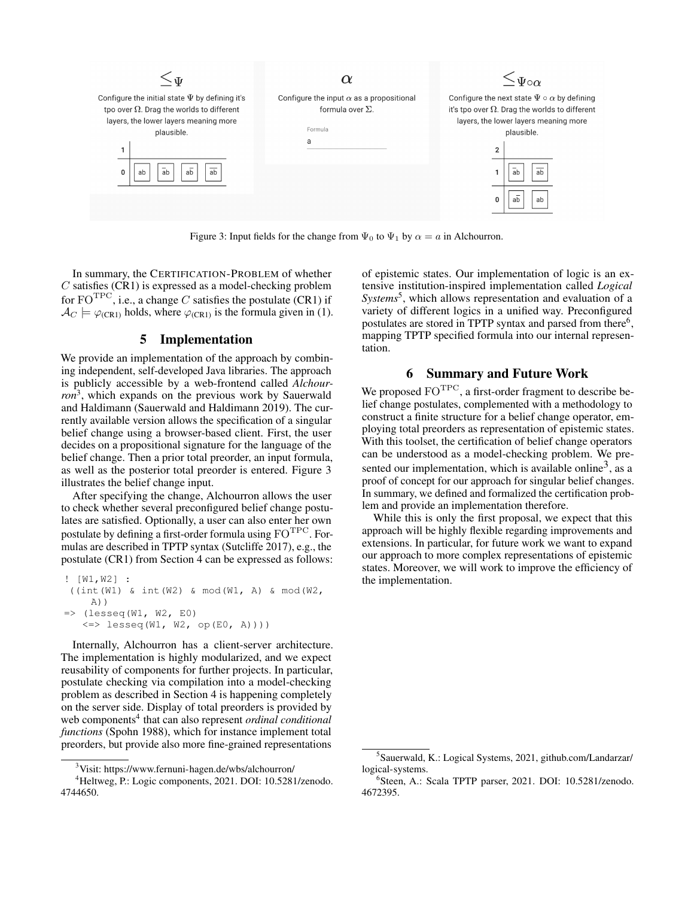$\leq_\Psi$

Configure the initial state $\Psi$ by defining it's tpo over $\Omega$. Drag the worlds to different layers, the lower layers meaning more plausible.

| | |
|---|---|
| 1 | |
| 0 | ab, $\bar{a}$b, a$\bar{b}$, $\bar{a}\bar{b}$ |

$\alpha$

Configure the input $\alpha$ as a propositional formula over $\Sigma$.

Formula

a

$\leq_{\Psi\circ\alpha}$

Configure the next state $\Psi \circ \alpha$ by defining it's tpo over $\Omega$. Drag the worlds to different layers, the lower layers meaning more plausible.

| | |
|---|---|
| 2 | |
| 1 | $\bar{a}$b, $\bar{a}\bar{b}$ |
| 0 | a$\bar{b}$, ab |

Figure 3: Input fields for the change from $\Psi_0$ to $\Psi_1$ by $\alpha = a$ in Alchourron.

In summary, the CERTIFICATION-PROBLEM of whether $C$ satisfies (CR1) is expressed as a model-checking problem for $\mathrm{FO}^{\mathrm{TPC}}$, i.e., a change $C$ satisfies the postulate (CR1) if $\mathcal{A}_C \models \varphi_{\text{(CR1)}}$ holds, where $\varphi_{\text{(CR1)}}$ is the formula given in (1).

## 5 Implementation

We provide an implementation of the approach by combining independent, self-developed Java libraries. The approach is publicly accessible by a web-frontend called *Alchourron*[3], which expands on the previous work by Sauerwald and Haldimann (Sauerwald and Haldimann 2019). The currently available version allows the specification of a singular belief change using a browser-based client. First, the user decides on a propositional signature for the language of the belief change. Then a prior total preorder, an input formula, as well as the posterior total preorder is entered. Figure 3 illustrates the belief change input.

After specifying the change, Alchourron allows the user to check whether several preconfigured belief change postulates are satisfied. Optionally, a user can also enter her own postulate by defining a first-order formula using $\mathrm{FO}^{\mathrm{TPC}}$. Formulas are described in TPTP syntax (Sutcliffe 2017), e.g., the postulate (CR1) from Section 4 can be expressed as follows:

```
! [W1,W2] :
 ((int(W1) & int(W2) & mod(W1, A) & mod(W2,
     A))
=> (lesseq(W1, W2, E0)
    <=> lesseq(W1, W2, op(E0, A))))
```

Internally, Alchourron has a client-server architecture. The implementation is highly modularized, and we expect reusability of components for further projects. In particular, postulate checking via compilation into a model-checking problem as described in Section 4 is happening completely on the server side. Display of total preorders is provided by web components[4] that can also represent *ordinal conditional functions* (Spohn 1988), which for instance implement total preorders, but provide also more fine-grained representations of epistemic states. Our implementation of logic is an extensive institution-inspired implementation called *Logical Systems*[5], which allows representation and evaluation of a variety of different logics in a unified way. Preconfigured postulates are stored in TPTP syntax and parsed from there[6], mapping TPTP specified formula into our internal representation.

## 6 Summary and Future Work

We proposed $\mathrm{FO}^{\mathrm{TPC}}$, a first-order fragment to describe belief change postulates, complemented with a methodology to construct a finite structure for a belief change operator, employing total preorders as representation of epistemic states. With this toolset, the certification of belief change operators can be understood as a model-checking problem. We presented our implementation, which is available online[3], as a proof of concept for our approach for singular belief changes. In summary, we defined and formalized the certification problem and provide an implementation therefore.

While this is only the first proposal, we expect that this approach will be highly flexible regarding improvements and extensions. In particular, for future work we want to expand our approach to more complex representations of epistemic states. Moreover, we will work to improve the efficiency of the implementation.

---

[3] Visit: https://www.fernuni-hagen.de/wbs/alchourron/

[4] Heltweg, P.: Logic components, 2021. DOI: 10.5281/zenodo.4744650.

[5] Sauerwald, K.: Logical Systems, 2021, github.com/Landarzar/logical-systems.

[6] Steen, A.: Scala TPTP parser, 2021. DOI: 10.5281/zenodo.4672395.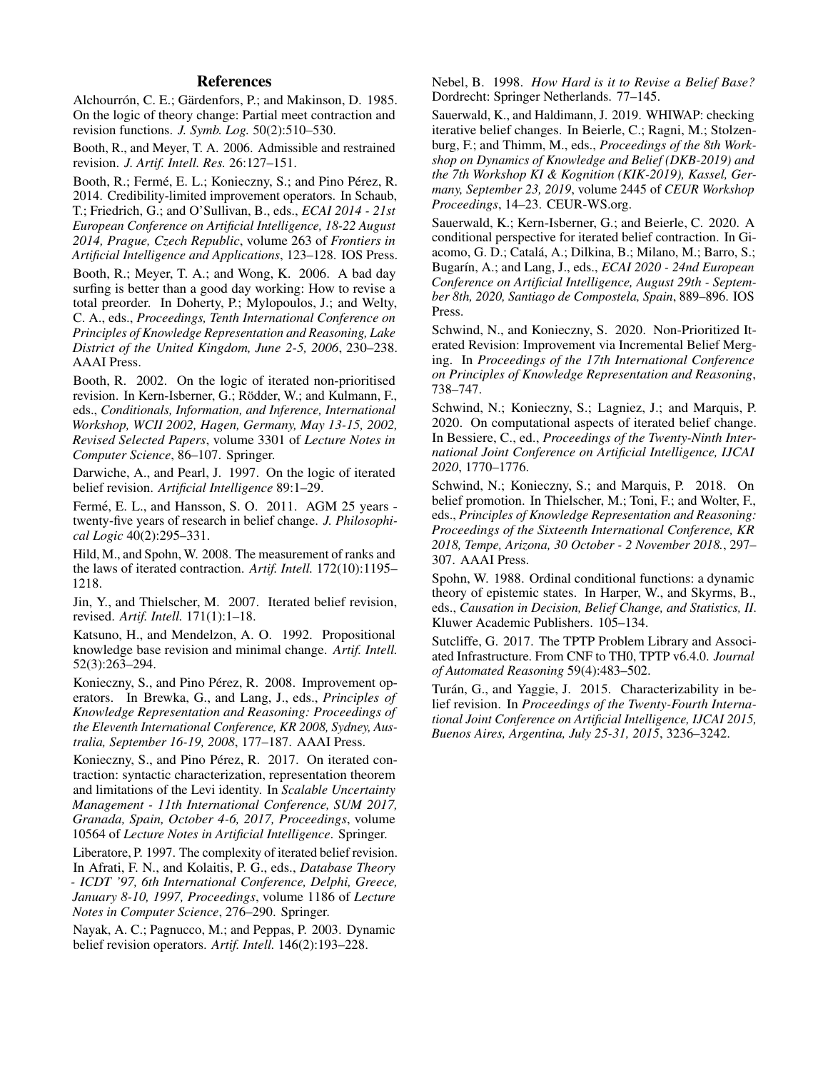## References

Alchourrón, C. E.; Gärdenfors, P.; and Makinson, D. 1985. On the logic of theory change: Partial meet contraction and revision functions. *J. Symb. Log.* 50(2):510–530.

Booth, R., and Meyer, T. A. 2006. Admissible and restrained revision. *J. Artif. Intell. Res.* 26:127–151.

Booth, R.; Fermé, E. L.; Konieczny, S.; and Pino Pérez, R. 2014. Credibility-limited improvement operators. In Schaub, T.; Friedrich, G.; and O'Sullivan, B., eds., *ECAI 2014 - 21st European Conference on Artificial Intelligence, 18-22 August 2014, Prague, Czech Republic*, volume 263 of *Frontiers in Artificial Intelligence and Applications*, 123–128. IOS Press.

Booth, R.; Meyer, T. A.; and Wong, K. 2006. A bad day surfing is better than a good day working: How to revise a total preorder. In Doherty, P.; Mylopoulos, J.; and Welty, C. A., eds., *Proceedings, Tenth International Conference on Principles of Knowledge Representation and Reasoning, Lake District of the United Kingdom, June 2-5, 2006*, 230–238. AAAI Press.

Booth, R. 2002. On the logic of iterated non-prioritised revision. In Kern-Isberner, G.; Rödder, W.; and Kulmann, F., eds., *Conditionals, Information, and Inference, International Workshop, WCII 2002, Hagen, Germany, May 13-15, 2002, Revised Selected Papers*, volume 3301 of *Lecture Notes in Computer Science*, 86–107. Springer.

Darwiche, A., and Pearl, J. 1997. On the logic of iterated belief revision. *Artificial Intelligence* 89:1–29.

Fermé, E. L., and Hansson, S. O. 2011. AGM 25 years - twenty-five years of research in belief change. *J. Philosophical Logic* 40(2):295–331.

Hild, M., and Spohn, W. 2008. The measurement of ranks and the laws of iterated contraction. *Artif. Intell.* 172(10):1195–1218.

Jin, Y., and Thielscher, M. 2007. Iterated belief revision, revised. *Artif. Intell.* 171(1):1–18.

Katsuno, H., and Mendelzon, A. O. 1992. Propositional knowledge base revision and minimal change. *Artif. Intell.* 52(3):263–294.

Konieczny, S., and Pino Pérez, R. 2008. Improvement operators. In Brewka, G., and Lang, J., eds., *Principles of Knowledge Representation and Reasoning: Proceedings of the Eleventh International Conference, KR 2008, Sydney, Australia, September 16-19, 2008*, 177–187. AAAI Press.

Konieczny, S., and Pino Pérez, R. 2017. On iterated contraction: syntactic characterization, representation theorem and limitations of the Levi identity. In *Scalable Uncertainty Management - 11th International Conference, SUM 2017, Granada, Spain, October 4-6, 2017, Proceedings*, volume 10564 of *Lecture Notes in Artificial Intelligence*. Springer.

Liberatore, P. 1997. The complexity of iterated belief revision. In Afrati, F. N., and Kolaitis, P. G., eds., *Database Theory - ICDT '97, 6th International Conference, Delphi, Greece, January 8-10, 1997, Proceedings*, volume 1186 of *Lecture Notes in Computer Science*, 276–290. Springer.

Nayak, A. C.; Pagnucco, M.; and Peppas, P. 2003. Dynamic belief revision operators. *Artif. Intell.* 146(2):193–228.

Nebel, B. 1998. *How Hard is it to Revise a Belief Base?* Dordrecht: Springer Netherlands. 77–145.

Sauerwald, K., and Haldimann, J. 2019. WHIWAP: checking iterative belief changes. In Beierle, C.; Ragni, M.; Stolzenburg, F.; and Thimm, M., eds., *Proceedings of the 8th Workshop on Dynamics of Knowledge and Belief (DKB-2019) and the 7th Workshop KI & Kognition (KIK-2019), Kassel, Germany, September 23, 2019*, volume 2445 of *CEUR Workshop Proceedings*, 14–23. CEUR-WS.org.

Sauerwald, K.; Kern-Isberner, G.; and Beierle, C. 2020. A conditional perspective for iterated belief contraction. In Giacomo, G. D.; Catalá, A.; Dilkina, B.; Milano, M.; Barro, S.; Bugarín, A.; and Lang, J., eds., *ECAI 2020 - 24nd European Conference on Artificial Intelligence, August 29th - September 8th, 2020, Santiago de Compostela, Spain*, 889–896. IOS Press.

Schwind, N., and Konieczny, S. 2020. Non-Prioritized Iterated Revision: Improvement via Incremental Belief Merging. In *Proceedings of the 17th International Conference on Principles of Knowledge Representation and Reasoning*, 738–747.

Schwind, N.; Konieczny, S.; Lagniez, J.; and Marquis, P. 2020. On computational aspects of iterated belief change. In Bessiere, C., ed., *Proceedings of the Twenty-Ninth International Joint Conference on Artificial Intelligence, IJCAI 2020*, 1770–1776.

Schwind, N.; Konieczny, S.; and Marquis, P. 2018. On belief promotion. In Thielscher, M.; Toni, F.; and Wolter, F., eds., *Principles of Knowledge Representation and Reasoning: Proceedings of the Sixteenth International Conference, KR 2018, Tempe, Arizona, 30 October - 2 November 2018.*, 297–307. AAAI Press.

Spohn, W. 1988. Ordinal conditional functions: a dynamic theory of epistemic states. In Harper, W., and Skyrms, B., eds., *Causation in Decision, Belief Change, and Statistics, II*. Kluwer Academic Publishers. 105–134.

Sutcliffe, G. 2017. The TPTP Problem Library and Associated Infrastructure. From CNF to TH0, TPTP v6.4.0. *Journal of Automated Reasoning* 59(4):483–502.

Turán, G., and Yaggie, J. 2015. Characterizability in belief revision. In *Proceedings of the Twenty-Fourth International Joint Conference on Artificial Intelligence, IJCAI 2015, Buenos Aires, Argentina, July 25-31, 2015*, 3236–3242.